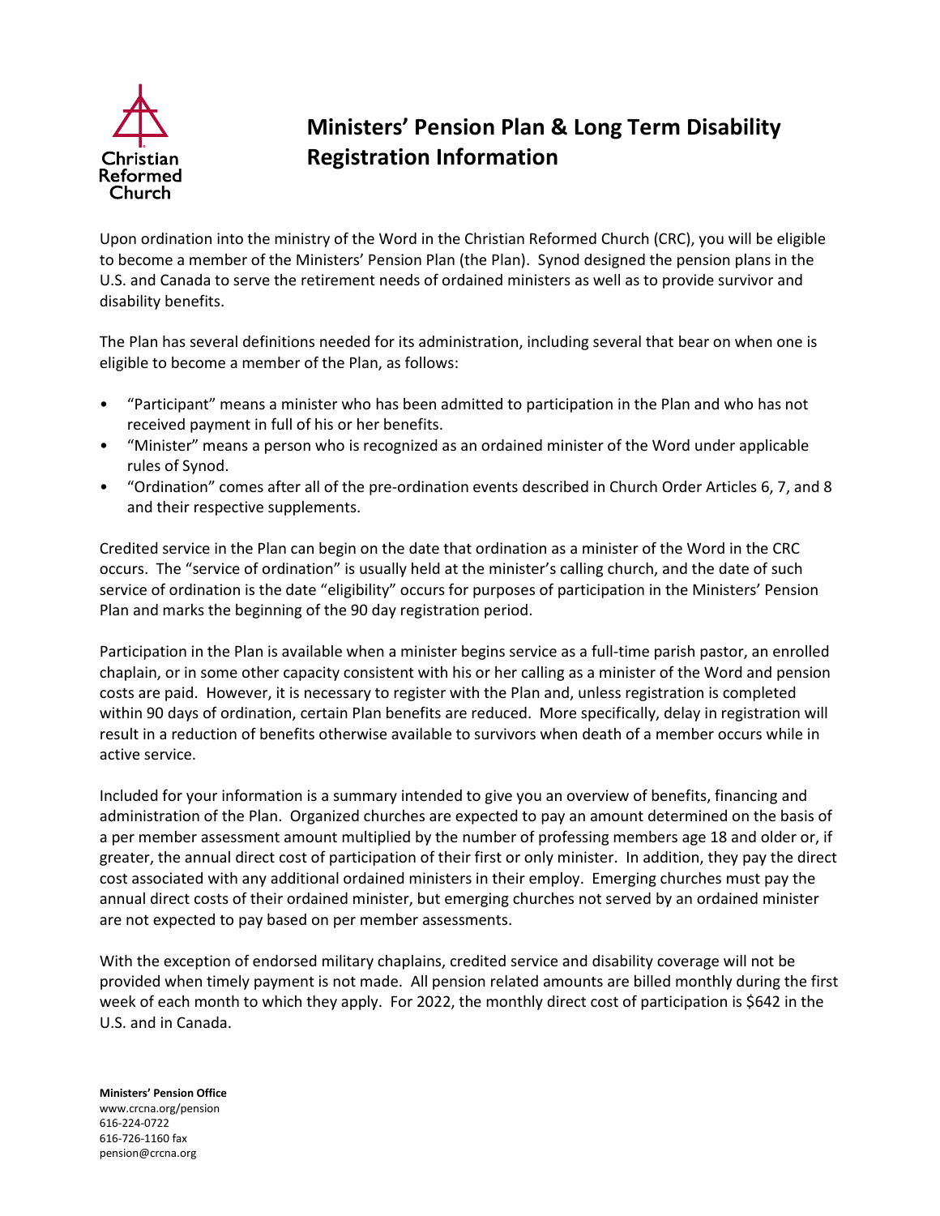Christian Reformed Church

# Ministers' Pension Plan & Long Term Disability Registration Information

Upon ordination into the ministry of the Word in the Christian Reformed Church (CRC), you will be eligible to become a member of the Ministers' Pension Plan (the Plan). Synod designed the pension plans in the U.S. and Canada to serve the retirement needs of ordained ministers as well as to provide survivor and disability benefits.

The Plan has several definitions needed for its administration, including several that bear on when one is eligible to become a member of the Plan, as follows:

- "Participant" means a minister who has been admitted to participation in the Plan and who has not received payment in full of his or her benefits.
- "Minister" means a person who is recognized as an ordained minister of the Word under applicable rules of Synod.
- "Ordination" comes after all of the pre-ordination events described in Church Order Articles 6, 7, and 8 and their respective supplements.

Credited service in the Plan can begin on the date that ordination as a minister of the Word in the CRC occurs. The "service of ordination" is usually held at the minister's calling church, and the date of such service of ordination is the date "eligibility" occurs for purposes of participation in the Ministers' Pension Plan and marks the beginning of the 90 day registration period.

Participation in the Plan is available when a minister begins service as a full-time parish pastor, an enrolled chaplain, or in some other capacity consistent with his or her calling as a minister of the Word and pension costs are paid. However, it is necessary to register with the Plan and, unless registration is completed within 90 days of ordination, certain Plan benefits are reduced. More specifically, delay in registration will result in a reduction of benefits otherwise available to survivors when death of a member occurs while in active service.

Included for your information is a summary intended to give you an overview of benefits, financing and administration of the Plan. Organized churches are expected to pay an amount determined on the basis of a per member assessment amount multiplied by the number of professing members age 18 and older or, if greater, the annual direct cost of participation of their first or only minister. In addition, they pay the direct cost associated with any additional ordained ministers in their employ. Emerging churches must pay the annual direct costs of their ordained minister, but emerging churches not served by an ordained minister are not expected to pay based on per member assessments.

With the exception of endorsed military chaplains, credited service and disability coverage will not be provided when timely payment is not made. All pension related amounts are billed monthly during the first week of each month to which they apply. For 2022, the monthly direct cost of participation is $642 in the U.S. and in Canada.

**Ministers' Pension Office**
www.crcna.org/pension
616-224-0722
616-726-1160 fax
pension@crcna.org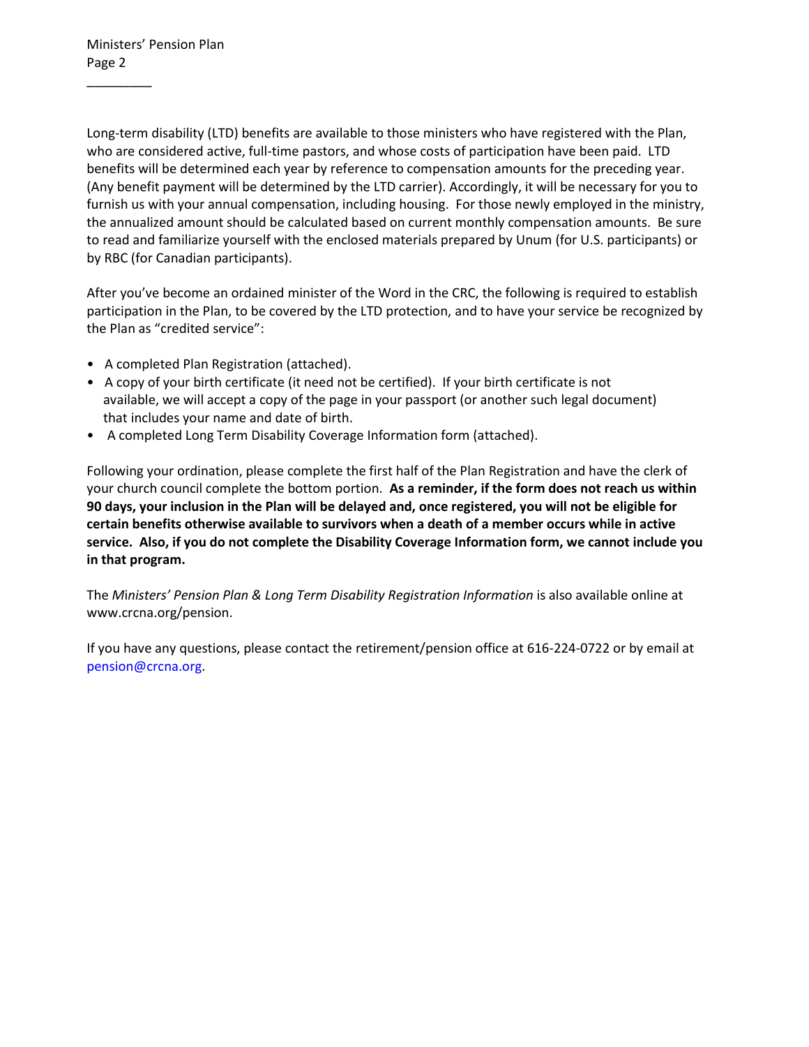Long-term disability (LTD) benefits are available to those ministers who have registered with the Plan, who are considered active, full-time pastors, and whose costs of participation have been paid. LTD benefits will be determined each year by reference to compensation amounts for the preceding year. (Any benefit payment will be determined by the LTD carrier). Accordingly, it will be necessary for you to furnish us with your annual compensation, including housing. For those newly employed in the ministry, the annualized amount should be calculated based on current monthly compensation amounts. Be sure to read and familiarize yourself with the enclosed materials prepared by Unum (for U.S. participants) or by RBC (for Canadian participants).

After you've become an ordained minister of the Word in the CRC, the following is required to establish participation in the Plan, to be covered by the LTD protection, and to have your service be recognized by the Plan as "credited service":

- A completed Plan Registration (attached).
- A copy of your birth certificate (it need not be certified). If your birth certificate is not available, we will accept a copy of the page in your passport (or another such legal document) that includes your name and date of birth.
- A completed Long Term Disability Coverage Information form (attached).

Following your ordination, please complete the first half of the Plan Registration and have the clerk of your church council complete the bottom portion. **As a reminder, if the form does not reach us within 90 days, your inclusion in the Plan will be delayed and, once registered, you will not be eligible for certain benefits otherwise available to survivors when a death of a member occurs while in active service. Also, if you do not complete the Disability Coverage Information form, we cannot include you in that program.**

The *Ministers' Pension Plan & Long Term Disability Registration Information* is also available online at www.crcna.org/pension.

If you have any questions, please contact the retirement/pension office at 616-224-0722 or by email at pension@crcna.org.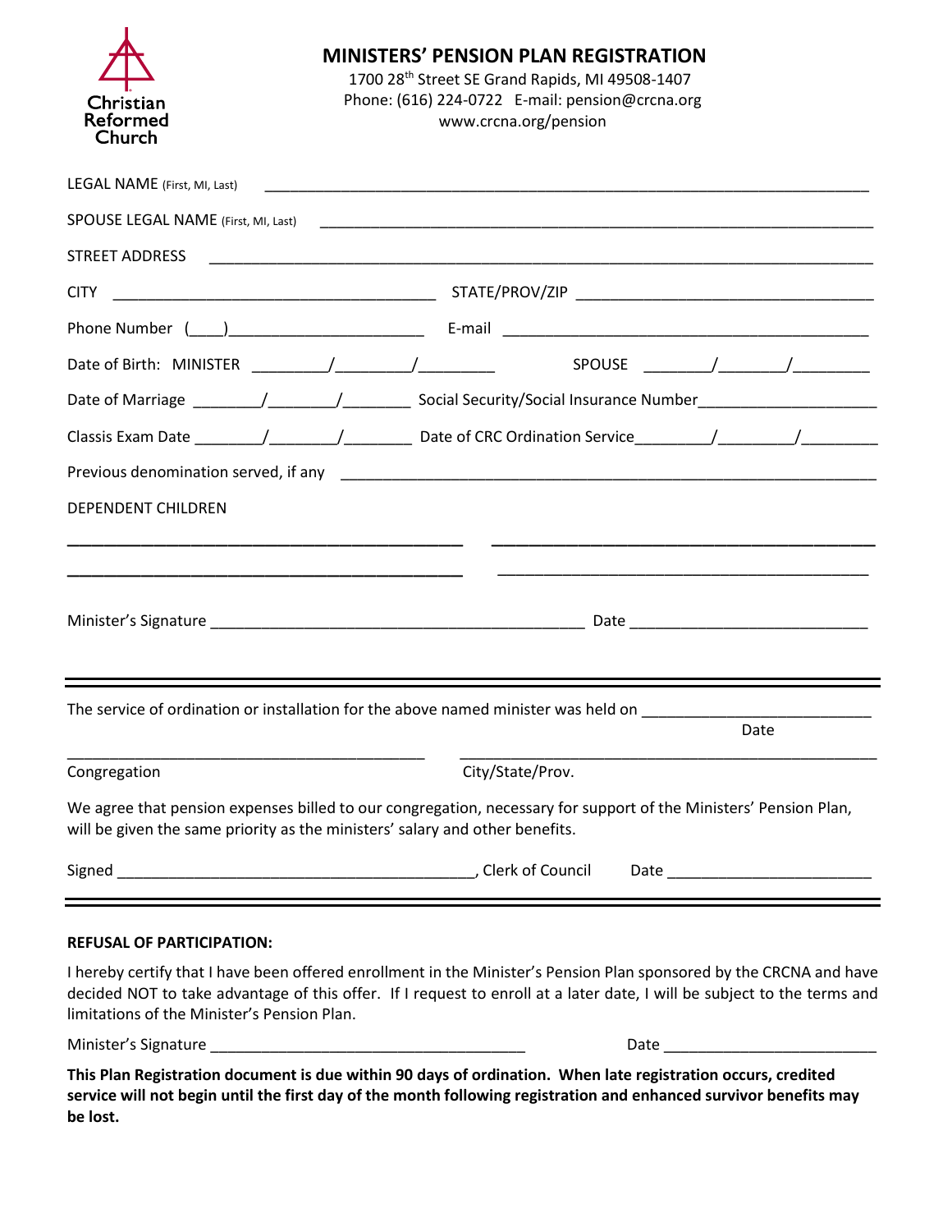Christian Reformed Church

# MINISTERS' PENSION PLAN REGISTRATION

1700 28th Street SE Grand Rapids, MI 49508-1407
Phone: (616) 224-0722 E-mail: pension@crcna.org
www.crcna.org/pension

LEGAL NAME (First, MI, Last) ______________________________________________

SPOUSE LEGAL NAME (First, MI, Last) ______________________________________________

STREET ADDRESS ______________________________________________

CITY ______________________ STATE/PROV/ZIP ______________________

Phone Number (___)______________________ E-mail ______________________

Date of Birth: MINISTER ________/________/________ SPOUSE ________/________/________

Date of Marriage ________/________/________ Social Security/Social Insurance Number______________________

Classis Exam Date ________/________/________ Date of CRC Ordination Service________/________/________

Previous denomination served, if any ______________________________________________

DEPENDENT CHILDREN

______________________________________________ ______________________________________________

______________________________________________ ______________________________________________

Minister's Signature ______________________________________________ Date ______________________

---

The service of ordination or installation for the above named minister was held on ______________________
Date

______________________________________________ ______________________________________________
Congregation City/State/Prov.

We agree that pension expenses billed to our congregation, necessary for support of the Ministers' Pension Plan, will be given the same priority as the ministers' salary and other benefits.

Signed ______________________________________________, Clerk of Council Date ______________________

---

**REFUSAL OF PARTICIPATION:**

I hereby certify that I have been offered enrollment in the Minister's Pension Plan sponsored by the CRCNA and have decided NOT to take advantage of this offer. If I request to enroll at a later date, I will be subject to the terms and limitations of the Minister's Pension Plan.

Minister's Signature ______________________________________________ Date ______________________

**This Plan Registration document is due within 90 days of ordination. When late registration occurs, credited service will not begin until the first day of the month following registration and enhanced survivor benefits may be lost.**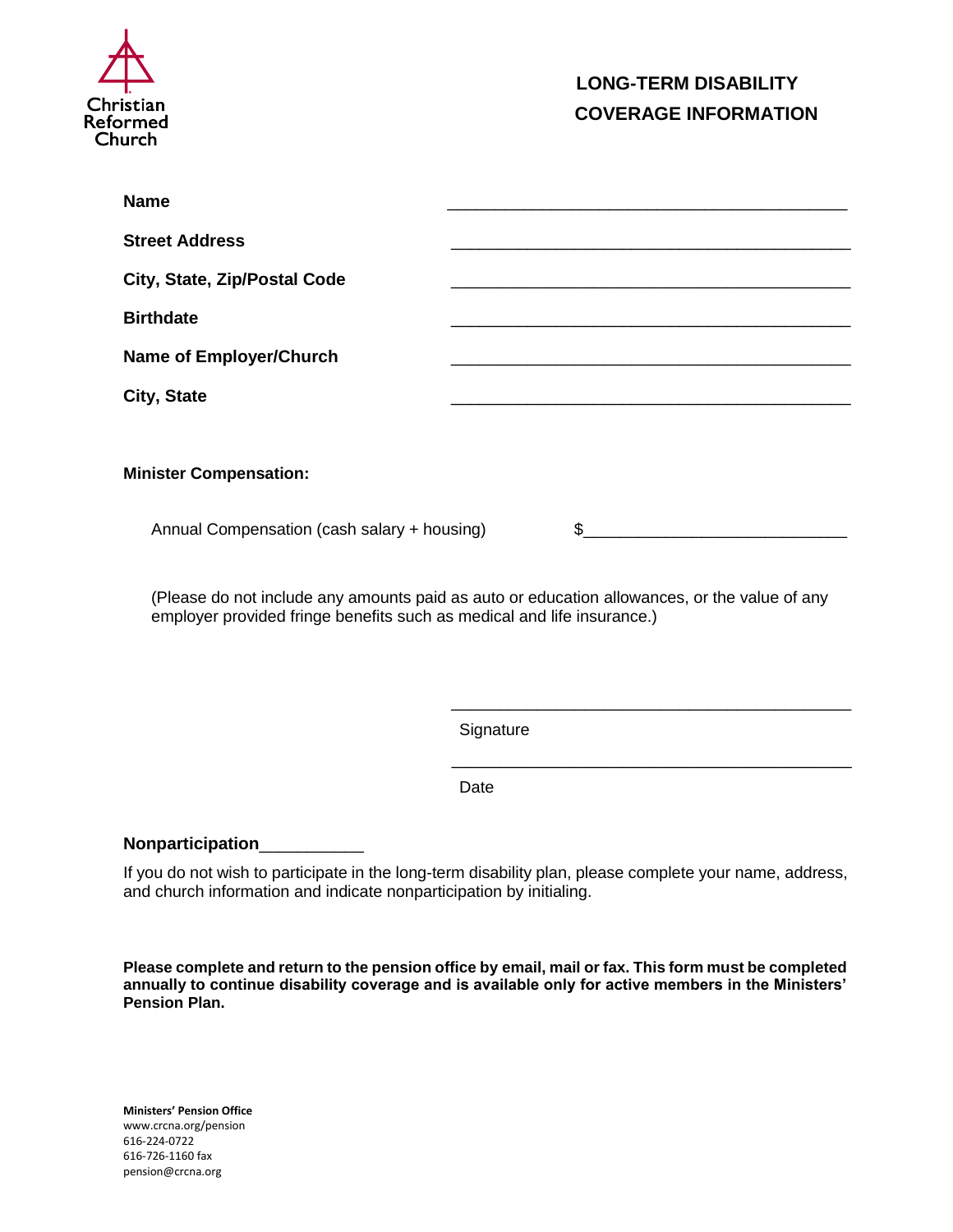Christian Reformed Church

# LONG-TERM DISABILITY COVERAGE INFORMATION

**Name** ___________________________________________

**Street Address** ___________________________________________

**City, State, Zip/Postal Code** ___________________________________________

**Birthdate** ___________________________________________

**Name of Employer/Church** ___________________________________________

**City, State** ___________________________________________

**Minister Compensation:**

Annual Compensation (cash salary + housing) $___________________________

(Please do not include any amounts paid as auto or education allowances, or the value of any employer provided fringe benefits such as medical and life insurance.)

___________________________________________

Signature

___________________________________________

Date

**Nonparticipation**___________

If you do not wish to participate in the long-term disability plan, please complete your name, address, and church information and indicate nonparticipation by initialing.

**Please complete and return to the pension office by email, mail or fax. This form must be completed annually to continue disability coverage and is available only for active members in the Ministers' Pension Plan.**

**Ministers' Pension Office**
www.crcna.org/pension
616-224-0722
616-726-1160 fax
pension@crcna.org